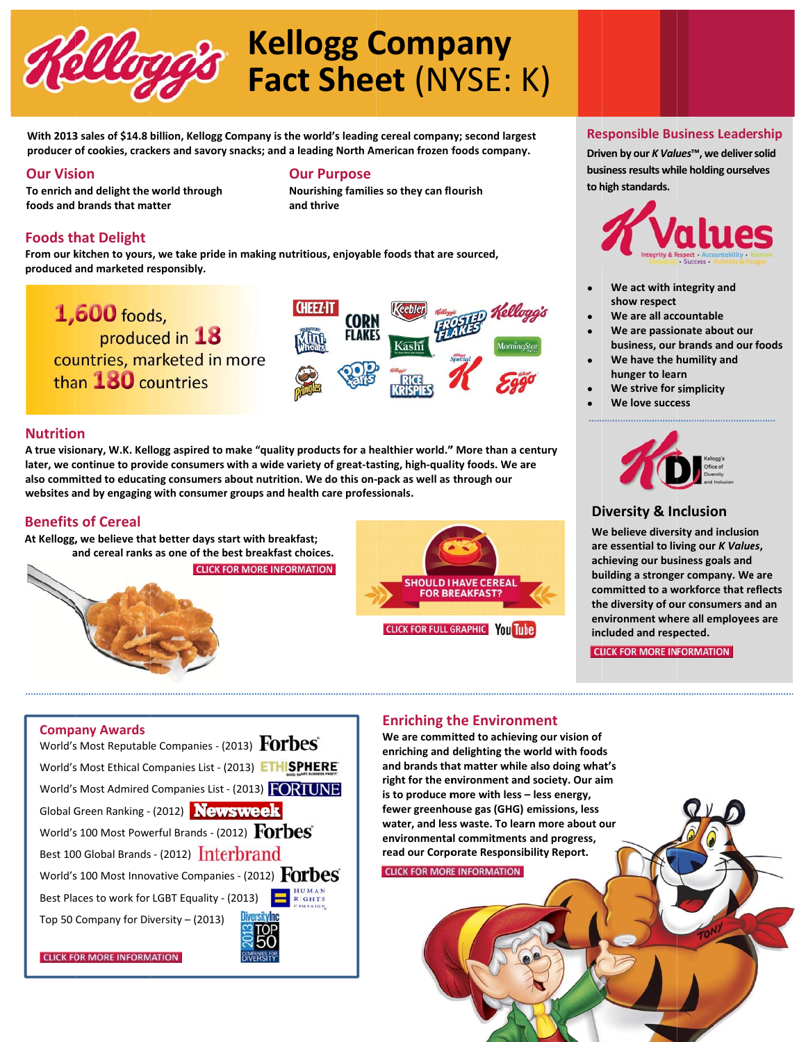# Kellogg Company Fact Sheet (NYSE: K)

**With 2013 sales of $14.8 billion, Kellogg Company is the world's leading cereal company; second largest producer of cookies, crackers and savory snacks; and a leading North American frozen foods company.**

## Our Vision

**To enrich and delight the world through foods and brands that matter**

## Our Purpose

**Nourishing families so they can flourish and thrive**

## Foods that Delight

**From our kitchen to yours, we take pride in making nutritious, enjoyable foods that are sourced, produced and marketed responsibly.**

1,600 foods, produced in 18 countries, marketed in more than 180 countries

## Nutrition

**A true visionary, W.K. Kellogg aspired to make "quality products for a healthier world." More than a century later, we continue to provide consumers with a wide variety of great-tasting, high-quality foods. We are also committed to educating consumers about nutrition. We do this on-pack as well as through our websites and by engaging with consumer groups and health care professionals.**

## Benefits of Cereal

**At Kellogg, we believe that better days start with breakfast; and cereal ranks as one of the best breakfast choices.**

CLICK FOR MORE INFORMATION

SHOULD I HAVE CEREAL FOR BREAKFAST?

CLICK FOR FULL GRAPHIC

## Responsible Business Leadership

**Driven by our *K Values*™, we deliver solid business results while holding ourselves to high standards.**

- We act with integrity and show respect
- We are all accountable
- We are passionate about our business, our brands and our foods
- We have the humility and hunger to learn
- We strive for simplicity
- We love success

## Diversity & Inclusion

**We believe diversity and inclusion are essential to living our *K Values*, achieving our business goals and building a stronger company. We are committed to a workforce that reflects the diversity of our consumers and an environment where all employees are included and respected.**

CLICK FOR MORE INFORMATION

## Company Awards

- World's Most Reputable Companies - (2013) Forbes
- World's Most Ethical Companies List - (2013) Ethisphere
- World's Most Admired Companies List - (2013) Fortune
- Global Green Ranking - (2012) Newsweek
- World's 100 Most Powerful Brands - (2012) Forbes
- Best 100 Global Brands - (2012) Interbrand
- World's 100 Most Innovative Companies - (2012) Forbes
- Best Places to work for LGBT Equality - (2013) Human Rights Campaign
- Top 50 Company for Diversity – (2013) DiversityInc

CLICK FOR MORE INFORMATION

## Enriching the Environment

**We are committed to achieving our vision of enriching and delighting the world with foods and brands that matter while also doing what's right for the environment and society. Our aim is to produce more with less – less energy, fewer greenhouse gas (GHG) emissions, less water, and less waste. To learn more about our environmental commitments and progress, read our Corporate Responsibility Report.**

CLICK FOR MORE INFORMATION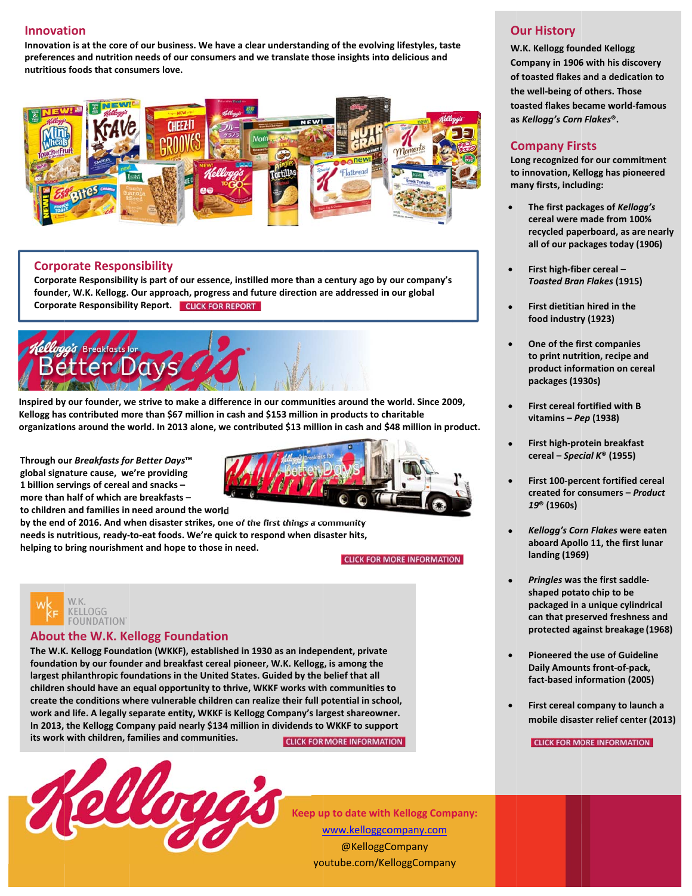## Innovation

**Innovation is at the core of our business. We have a clear understanding of the evolving lifestyles, taste preferences and nutrition needs of our consumers and we translate those insights into delicious and nutritious foods that consumers love.**

## Corporate Responsibility

**Corporate Responsibility is part of our essence, instilled more than a century ago by our company's founder, W.K. Kellogg. Our approach, progress and future direction are addressed in our global Corporate Responsibility Report.** CLICK FOR REPORT

Kellogg's Breakfasts for Better Days

**Inspired by our founder, we strive to make a difference in our communities around the world. Since 2009, Kellogg has contributed more than $67 million in cash and $153 million in products to charitable organizations around the world. In 2013 alone, we contributed $13 million in cash and $48 million in product.**

**Through our *Breakfasts for Better Days*™ global signature cause, we're providing 1 billion servings of cereal and snacks – more than half of which are breakfasts – to children and families in need around the world by the end of 2016. And when disaster strikes, one of the first things a community needs is nutritious, ready-to-eat foods. We're quick to respond when disaster hits, helping to bring nourishment and hope to those in need.**

CLICK FOR MORE INFORMATION

W.K. KELLOGG FOUNDATION

## About the W.K. Kellogg Foundation

**The W.K. Kellogg Foundation (WKKF), established in 1930 as an independent, private foundation by our founder and breakfast cereal pioneer, W.K. Kellogg, is among the largest philanthropic foundations in the United States. Guided by the belief that all children should have an equal opportunity to thrive, WKKF works with communities to create the conditions where vulnerable children can realize their full potential in school, work and life. A legally separate entity, WKKF is Kellogg Company's largest shareowner. In 2013, the Kellogg Company paid nearly $134 million in dividends to WKKF to support its work with children, families and communities.** CLICK FOR MORE INFORMATION

## Our History

**W.K. Kellogg founded Kellogg Company in 1906 with his discovery of toasted flakes and a dedication to the well-being of others. Those toasted flakes became world-famous as *Kellogg's Corn Flakes*®.**

## Company Firsts

**Long recognized for our commitment to innovation, Kellogg has pioneered many firsts, including:**

- **The first packages of *Kellogg's* cereal were made from 100% recycled paperboard, as are nearly all of our packages today (1906)**
- **First high-fiber cereal – *Toasted Bran Flakes* (1915)**
- **First dietitian hired in the food industry (1923)**
- **One of the first companies to print nutrition, recipe and product information on cereal packages (1930s)**
- **First cereal fortified with B vitamins – *Pep* (1938)**
- **First high-protein breakfast cereal – *Special K*® (1955)**
- **First 100-percent fortified cereal created for consumers – *Product 19*® (1960s)**
- ***Kellogg's Corn Flakes* were eaten aboard Apollo 11, the first lunar landing (1969)**
- ***Pringles* was the first saddle-shaped potato chip to be packaged in a unique cylindrical can that preserved freshness and protected against breakage (1968)**
- **Pioneered the use of Guideline Daily Amounts front-of-pack, fact-based information (2005)**
- **First cereal company to launch a mobile disaster relief center (2013)**

CLICK FOR MORE INFORMATION

Kellogg's

**Keep up to date with Kellogg Company:**

www.kelloggcompany.com

@KelloggCompany

youtube.com/KelloggCompany